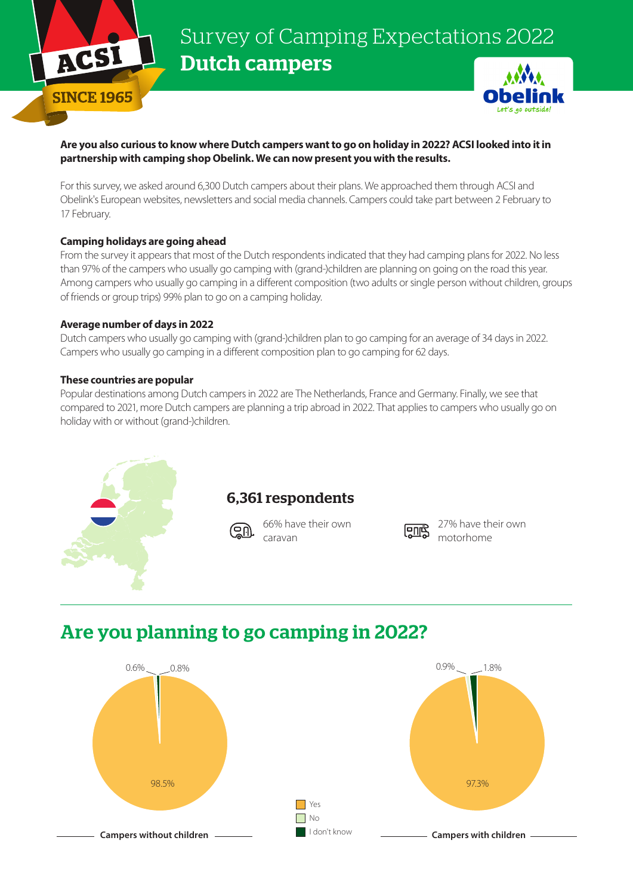# Survey of Camping Expectations 2022

## Dutch campers

ACSI SINCE 1965

Obelink Let's go outside!

**Are you also curious to know where Dutch campers want to go on holiday in 2022? ACSI looked into it in partnership with camping shop Obelink. We can now present you with the results.**

For this survey, we asked around 6,300 Dutch campers about their plans. We approached them through ACSI and Obelink's European websites, newsletters and social media channels. Campers could take part between 2 February to 17 February.

**Camping holidays are going ahead**

From the survey it appears that most of the Dutch respondents indicated that they had camping plans for 2022. No less than 97% of the campers who usually go camping with (grand-)children are planning on going on the road this year. Among campers who usually go camping in a different composition (two adults or single person without children, groups of friends or group trips) 99% plan to go on a camping holiday.

**Average number of days in 2022**

Dutch campers who usually go camping with (grand-)children plan to go camping for an average of 34 days in 2022. Campers who usually go camping in a different composition plan to go camping for 62 days.

**These countries are popular**

Popular destinations among Dutch campers in 2022 are The Netherlands, France and Germany. Finally, we see that compared to 2021, more Dutch campers are planning a trip abroad in 2022. That applies to campers who usually go on holiday with or without (grand-)children.

### 6,361 respondents

66% have their own caravan

27% have their own motorhome

## Are you planning to go camping in 2022?

| | Campers without children | Campers with children |
|---|---|---|
| Yes | 98.5% | 97.3% |
| No | 0.6% | 0.9% |
| I don't know | 0.8% | 1.8% |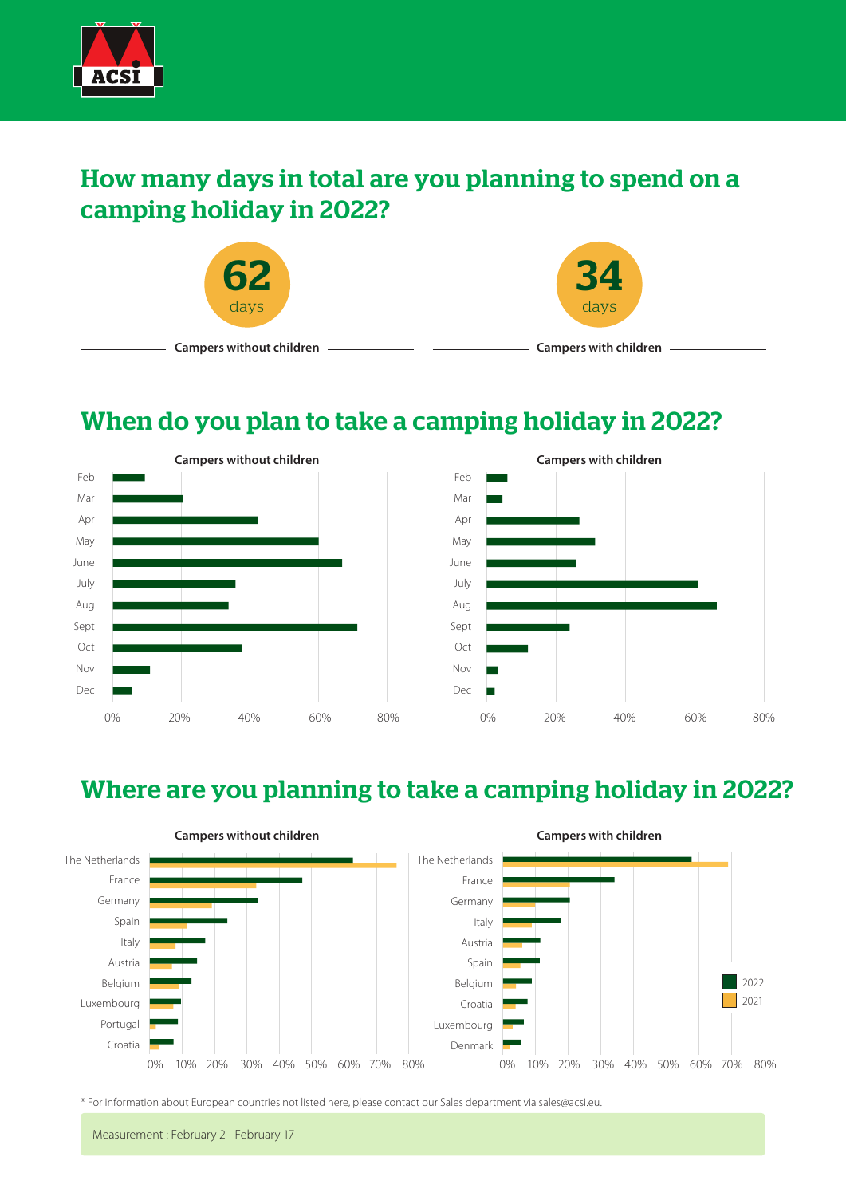ACSI

## How many days in total are you planning to spend on a camping holiday in 2022?

**62** days

Campers without children

**34** days

Campers with children

## When do you plan to take a camping holiday in 2022?

Campers without children

Feb
Mar
Apr
May
June
July
Aug
Sept
Oct
Nov
Dec

0% 20% 40% 60% 80%

Campers with children

Feb
Mar
Apr
May
June
July
Aug
Sept
Oct
Nov
Dec

0% 20% 40% 60% 80%

## Where are you planning to take a camping holiday in 2022?

Campers without children

The Netherlands
France
Germany
Spain
Italy
Austria
Belgium
Luxembourg
Portugal
Croatia

0% 10% 20% 30% 40% 50% 60% 70% 80%

Campers with children

The Netherlands
France
Germany
Italy
Austria
Spain
Belgium
Croatia
Luxembourg
Denmark

0% 10% 20% 30% 40% 50% 60% 70% 80%

2022
2021

* For information about European countries not listed here, please contact our Sales department via sales@acsi.eu.

Measurement : February 2 - February 17